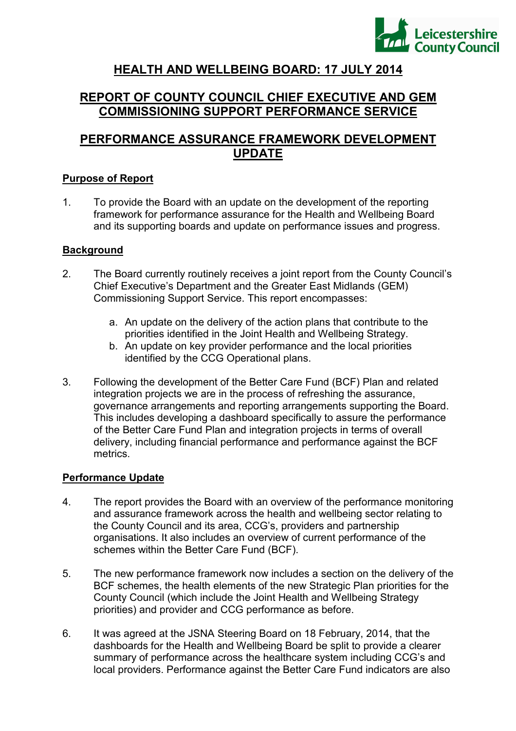# HEALTH AND WELLBEING BOARD: 17 JULY 2014

## REPORT OF COUNTY COUNCIL CHIEF EXECUTIVE AND GEM COMMISSIONING SUPPORT PERFORMANCE SERVICE

## PERFORMANCE ASSURANCE FRAMEWORK DEVELOPMENT UPDATE

### Purpose of Report

1. To provide the Board with an update on the development of the reporting framework for performance assurance for the Health and Wellbeing Board and its supporting boards and update on performance issues and progress.

### Background

2. The Board currently routinely receives a joint report from the County Council's Chief Executive's Department and the Greater East Midlands (GEM) Commissioning Support Service. This report encompasses:

   a. An update on the delivery of the action plans that contribute to the priorities identified in the Joint Health and Wellbeing Strategy.
   b. An update on key provider performance and the local priorities identified by the CCG Operational plans.

3. Following the development of the Better Care Fund (BCF) Plan and related integration projects we are in the process of refreshing the assurance, governance arrangements and reporting arrangements supporting the Board. This includes developing a dashboard specifically to assure the performance of the Better Care Fund Plan and integration projects in terms of overall delivery, including financial performance and performance against the BCF metrics.

### Performance Update

4. The report provides the Board with an overview of the performance monitoring and assurance framework across the health and wellbeing sector relating to the County Council and its area, CCG's, providers and partnership organisations. It also includes an overview of current performance of the schemes within the Better Care Fund (BCF).

5. The new performance framework now includes a section on the delivery of the BCF schemes, the health elements of the new Strategic Plan priorities for the County Council (which include the Joint Health and Wellbeing Strategy priorities) and provider and CCG performance as before.

6. It was agreed at the JSNA Steering Board on 18 February, 2014, that the dashboards for the Health and Wellbeing Board be split to provide a clearer summary of performance across the healthcare system including CCG's and local providers. Performance against the Better Care Fund indicators are also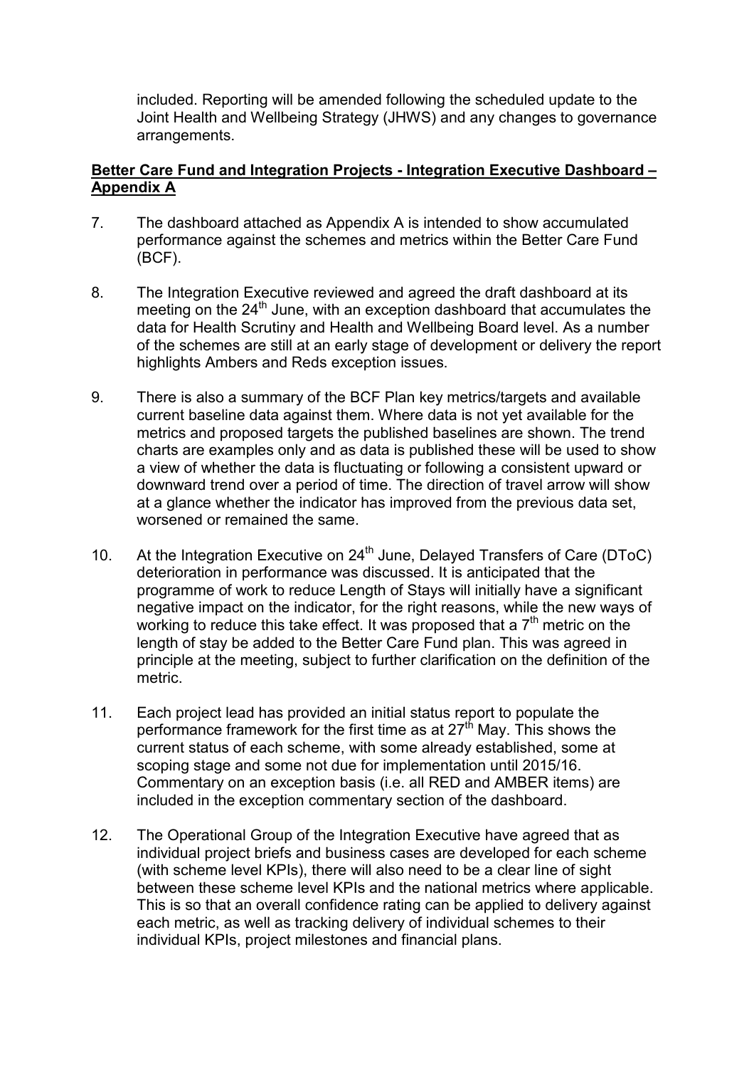included. Reporting will be amended following the scheduled update to the Joint Health and Wellbeing Strategy (JHWS) and any changes to governance arrangements.

**Better Care Fund and Integration Projects - Integration Executive Dashboard – Appendix A**

7. The dashboard attached as Appendix A is intended to show accumulated performance against the schemes and metrics within the Better Care Fund (BCF).

8. The Integration Executive reviewed and agreed the draft dashboard at its meeting on the 24th June, with an exception dashboard that accumulates the data for Health Scrutiny and Health and Wellbeing Board level. As a number of the schemes are still at an early stage of development or delivery the report highlights Ambers and Reds exception issues.

9. There is also a summary of the BCF Plan key metrics/targets and available current baseline data against them. Where data is not yet available for the metrics and proposed targets the published baselines are shown. The trend charts are examples only and as data is published these will be used to show a view of whether the data is fluctuating or following a consistent upward or downward trend over a period of time. The direction of travel arrow will show at a glance whether the indicator has improved from the previous data set, worsened or remained the same.

10. At the Integration Executive on 24th June, Delayed Transfers of Care (DToC) deterioration in performance was discussed. It is anticipated that the programme of work to reduce Length of Stays will initially have a significant negative impact on the indicator, for the right reasons, while the new ways of working to reduce this take effect. It was proposed that a 7th metric on the length of stay be added to the Better Care Fund plan. This was agreed in principle at the meeting, subject to further clarification on the definition of the metric.

11. Each project lead has provided an initial status report to populate the performance framework for the first time as at 27th May. This shows the current status of each scheme, with some already established, some at scoping stage and some not due for implementation until 2015/16. Commentary on an exception basis (i.e. all RED and AMBER items) are included in the exception commentary section of the dashboard.

12. The Operational Group of the Integration Executive have agreed that as individual project briefs and business cases are developed for each scheme (with scheme level KPIs), there will also need to be a clear line of sight between these scheme level KPIs and the national metrics where applicable. This is so that an overall confidence rating can be applied to delivery against each metric, as well as tracking delivery of individual schemes to their individual KPIs, project milestones and financial plans.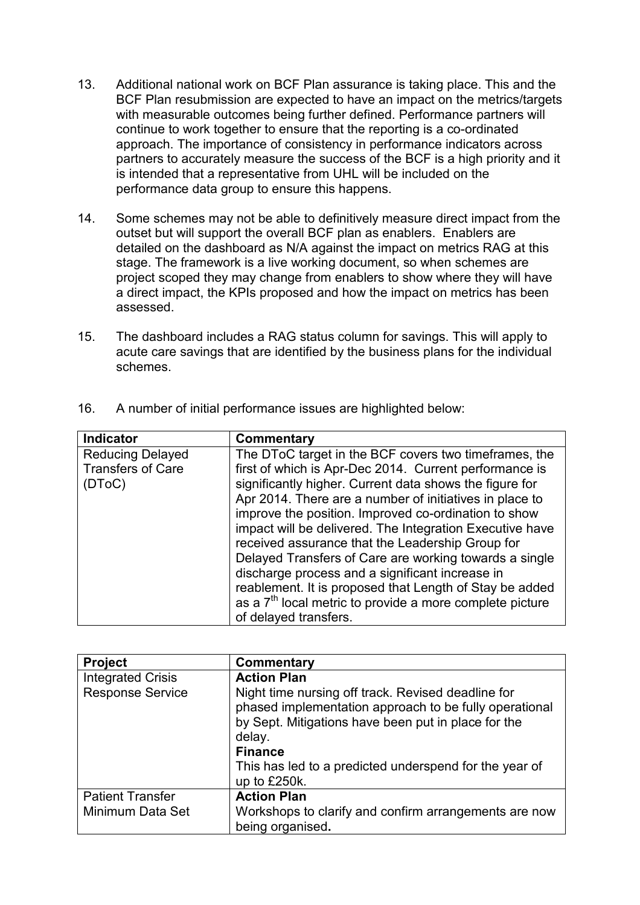13. Additional national work on BCF Plan assurance is taking place. This and the BCF Plan resubmission are expected to have an impact on the metrics/targets with measurable outcomes being further defined. Performance partners will continue to work together to ensure that the reporting is a co-ordinated approach. The importance of consistency in performance indicators across partners to accurately measure the success of the BCF is a high priority and it is intended that a representative from UHL will be included on the performance data group to ensure this happens.

14. Some schemes may not be able to definitively measure direct impact from the outset but will support the overall BCF plan as enablers. Enablers are detailed on the dashboard as N/A against the impact on metrics RAG at this stage. The framework is a live working document, so when schemes are project scoped they may change from enablers to show where they will have a direct impact, the KPIs proposed and how the impact on metrics has been assessed.

15. The dashboard includes a RAG status column for savings. This will apply to acute care savings that are identified by the business plans for the individual schemes.

16. A number of initial performance issues are highlighted below:

| Indicator | Commentary |
|---|---|
| Reducing Delayed Transfers of Care (DToC) | The DToC target in the BCF covers two timeframes, the first of which is Apr-Dec 2014. Current performance is significantly higher. Current data shows the figure for Apr 2014. There are a number of initiatives in place to improve the position. Improved co-ordination to show impact will be delivered. The Integration Executive have received assurance that the Leadership Group for Delayed Transfers of Care are working towards a single discharge process and a significant increase in reablement. It is proposed that Length of Stay be added as a 7th local metric to provide a more complete picture of delayed transfers. |

| Project | Commentary |
|---|---|
| Integrated Crisis Response Service | **Action Plan**<br>Night time nursing off track. Revised deadline for phased implementation approach to be fully operational by Sept. Mitigations have been put in place for the delay.<br>**Finance**<br>This has led to a predicted underspend for the year of up to £250k. |
| Patient Transfer Minimum Data Set | **Action Plan**<br>Workshops to clarify and confirm arrangements are now being organised**.** |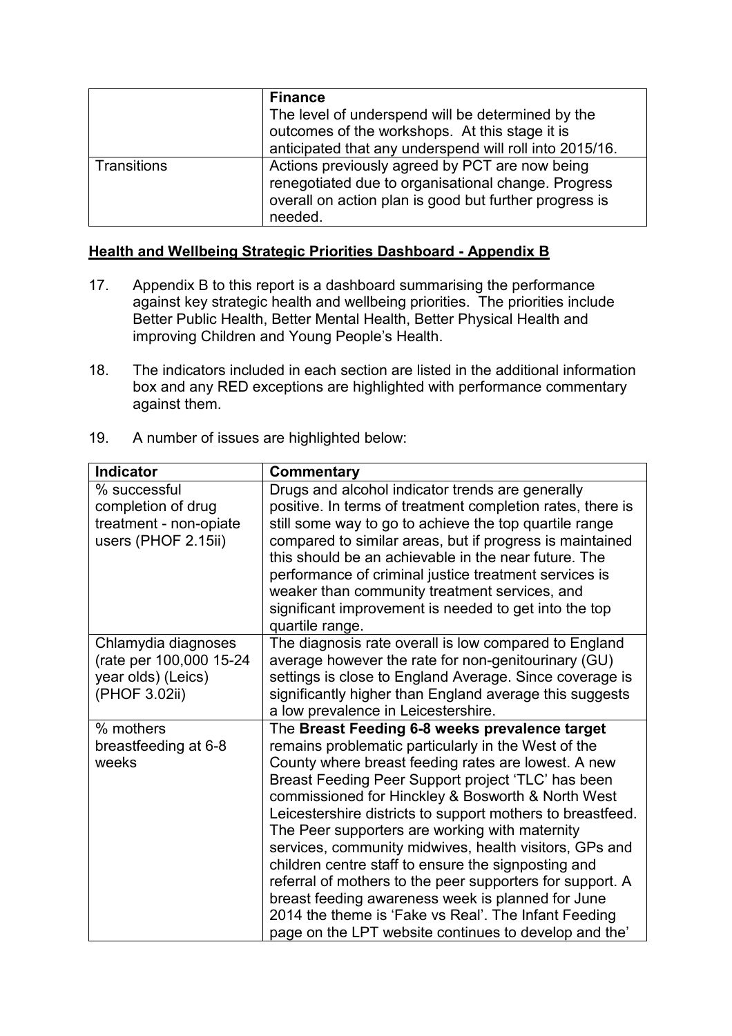| | |
|---|---|
| | **Finance**<br>The level of underspend will be determined by the outcomes of the workshops. At this stage it is anticipated that any underspend will roll into 2015/16. |
| Transitions | Actions previously agreed by PCT are now being renegotiated due to organisational change. Progress overall on action plan is good but further progress is needed. |

**Health and Wellbeing Strategic Priorities Dashboard - Appendix B**

17. Appendix B to this report is a dashboard summarising the performance against key strategic health and wellbeing priorities. The priorities include Better Public Health, Better Mental Health, Better Physical Health and improving Children and Young People's Health.

18. The indicators included in each section are listed in the additional information box and any RED exceptions are highlighted with performance commentary against them.

19. A number of issues are highlighted below:

| Indicator | Commentary |
|---|---|
| % successful completion of drug treatment - non-opiate users (PHOF 2.15ii) | Drugs and alcohol indicator trends are generally positive. In terms of treatment completion rates, there is still some way to go to achieve the top quartile range compared to similar areas, but if progress is maintained this should be an achievable in the near future. The performance of criminal justice treatment services is weaker than community treatment services, and significant improvement is needed to get into the top quartile range. |
| Chlamydia diagnoses (rate per 100,000 15-24 year olds) (Leics) (PHOF 3.02ii) | The diagnosis rate overall is low compared to England average however the rate for non-genitourinary (GU) settings is close to England Average. Since coverage is significantly higher than England average this suggests a low prevalence in Leicestershire. |
| % mothers breastfeeding at 6-8 weeks | The **Breast Feeding 6-8 weeks prevalence target** remains problematic particularly in the West of the County where breast feeding rates are lowest. A new Breast Feeding Peer Support project 'TLC' has been commissioned for Hinckley & Bosworth & North West Leicestershire districts to support mothers to breastfeed. The Peer supporters are working with maternity services, community midwives, health visitors, GPs and children centre staff to ensure the signposting and referral of mothers to the peer supporters for support. A breast feeding awareness week is planned for June 2014 the theme is 'Fake vs Real'. The Infant Feeding page on the LPT website continues to develop and the' |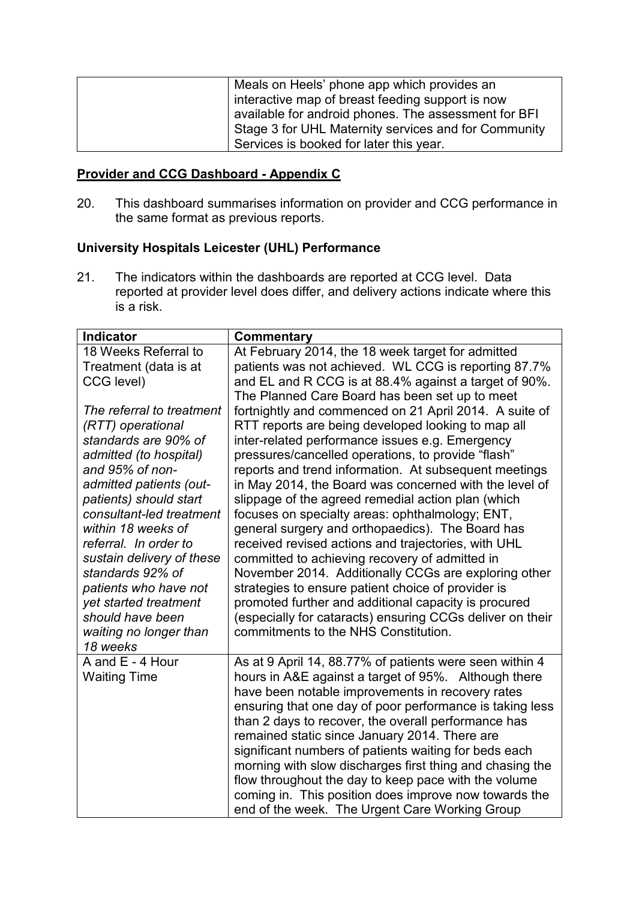| | |
|---|---|
| | Meals on Heels' phone app which provides an interactive map of breast feeding support is now available for android phones. The assessment for BFI Stage 3 for UHL Maternity services and for Community Services is booked for later this year. |

**Provider and CCG Dashboard - Appendix C**

20. This dashboard summarises information on provider and CCG performance in the same format as previous reports.

**University Hospitals Leicester (UHL) Performance**

21. The indicators within the dashboards are reported at CCG level. Data reported at provider level does differ, and delivery actions indicate where this is a risk.

| **Indicator** | **Commentary** |
|---|---|
| 18 Weeks Referral to Treatment (data is at CCG level)<br><br>*The referral to treatment (RTT) operational standards are 90% of admitted (to hospital) and 95% of non-admitted patients (out-patients) should start consultant-led treatment within 18 weeks of referral. In order to sustain delivery of these standards 92% of patients who have not yet started treatment should have been waiting no longer than 18 weeks* | At February 2014, the 18 week target for admitted patients was not achieved. WL CCG is reporting 87.7% and EL and R CCG is at 88.4% against a target of 90%. The Planned Care Board has been set up to meet fortnightly and commenced on 21 April 2014. A suite of RTT reports are being developed looking to map all inter-related performance issues e.g. Emergency pressures/cancelled operations, to provide "flash" reports and trend information. At subsequent meetings in May 2014, the Board was concerned with the level of slippage of the agreed remedial action plan (which focuses on specialty areas: ophthalmology; ENT, general surgery and orthopaedics). The Board has received revised actions and trajectories, with UHL committed to achieving recovery of admitted in November 2014. Additionally CCGs are exploring other strategies to ensure patient choice of provider is promoted further and additional capacity is procured (especially for cataracts) ensuring CCGs deliver on their commitments to the NHS Constitution. |
| A and E - 4 Hour Waiting Time | As at 9 April 14, 88.77% of patients were seen within 4 hours in A&E against a target of 95%. Although there have been notable improvements in recovery rates ensuring that one day of poor performance is taking less than 2 days to recover, the overall performance has remained static since January 2014. There are significant numbers of patients waiting for beds each morning with slow discharges first thing and chasing the flow throughout the day to keep pace with the volume coming in. This position does improve now towards the end of the week. The Urgent Care Working Group |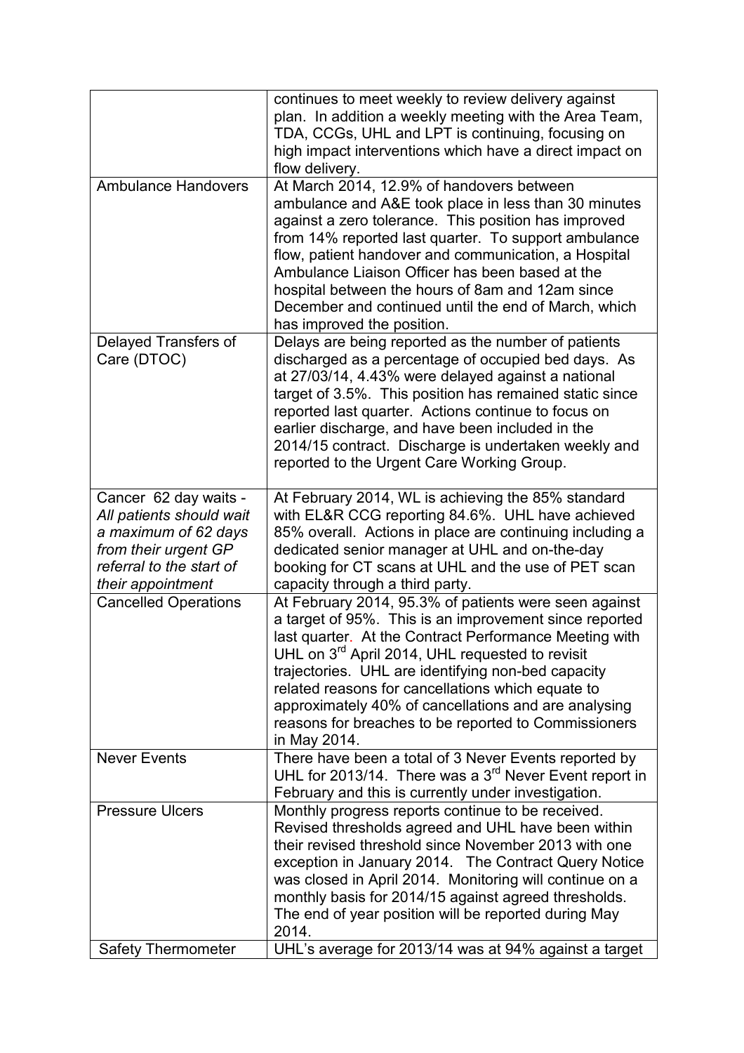| | |
|---|---|
| | continues to meet weekly to review delivery against plan. In addition a weekly meeting with the Area Team, TDA, CCGs, UHL and LPT is continuing, focusing on high impact interventions which have a direct impact on flow delivery. |
| Ambulance Handovers | At March 2014, 12.9% of handovers between ambulance and A&E took place in less than 30 minutes against a zero tolerance. This position has improved from 14% reported last quarter. To support ambulance flow, patient handover and communication, a Hospital Ambulance Liaison Officer has been based at the hospital between the hours of 8am and 12am since December and continued until the end of March, which has improved the position. |
| Delayed Transfers of Care (DTOC) | Delays are being reported as the number of patients discharged as a percentage of occupied bed days. As at 27/03/14, 4.43% were delayed against a national target of 3.5%. This position has remained static since reported last quarter. Actions continue to focus on earlier discharge, and have been included in the 2014/15 contract. Discharge is undertaken weekly and reported to the Urgent Care Working Group. |
| Cancer 62 day waits - *All patients should wait a maximum of 62 days from their urgent GP referral to the start of their appointment* | At February 2014, WL is achieving the 85% standard with EL&R CCG reporting 84.6%. UHL have achieved 85% overall. Actions in place are continuing including a dedicated senior manager at UHL and on-the-day booking for CT scans at UHL and the use of PET scan capacity through a third party. |
| Cancelled Operations | At February 2014, 95.3% of patients were seen against a target of 95%. This is an improvement since reported last quarter. At the Contract Performance Meeting with UHL on 3rd April 2014, UHL requested to revisit trajectories. UHL are identifying non-bed capacity related reasons for cancellations which equate to approximately 40% of cancellations and are analysing reasons for breaches to be reported to Commissioners in May 2014. |
| Never Events | There have been a total of 3 Never Events reported by UHL for 2013/14. There was a 3rd Never Event report in February and this is currently under investigation. |
| Pressure Ulcers | Monthly progress reports continue to be received. Revised thresholds agreed and UHL have been within their revised threshold since November 2013 with one exception in January 2014. The Contract Query Notice was closed in April 2014. Monitoring will continue on a monthly basis for 2014/15 against agreed thresholds. The end of year position will be reported during May 2014. |
| Safety Thermometer | UHL's average for 2013/14 was at 94% against a target |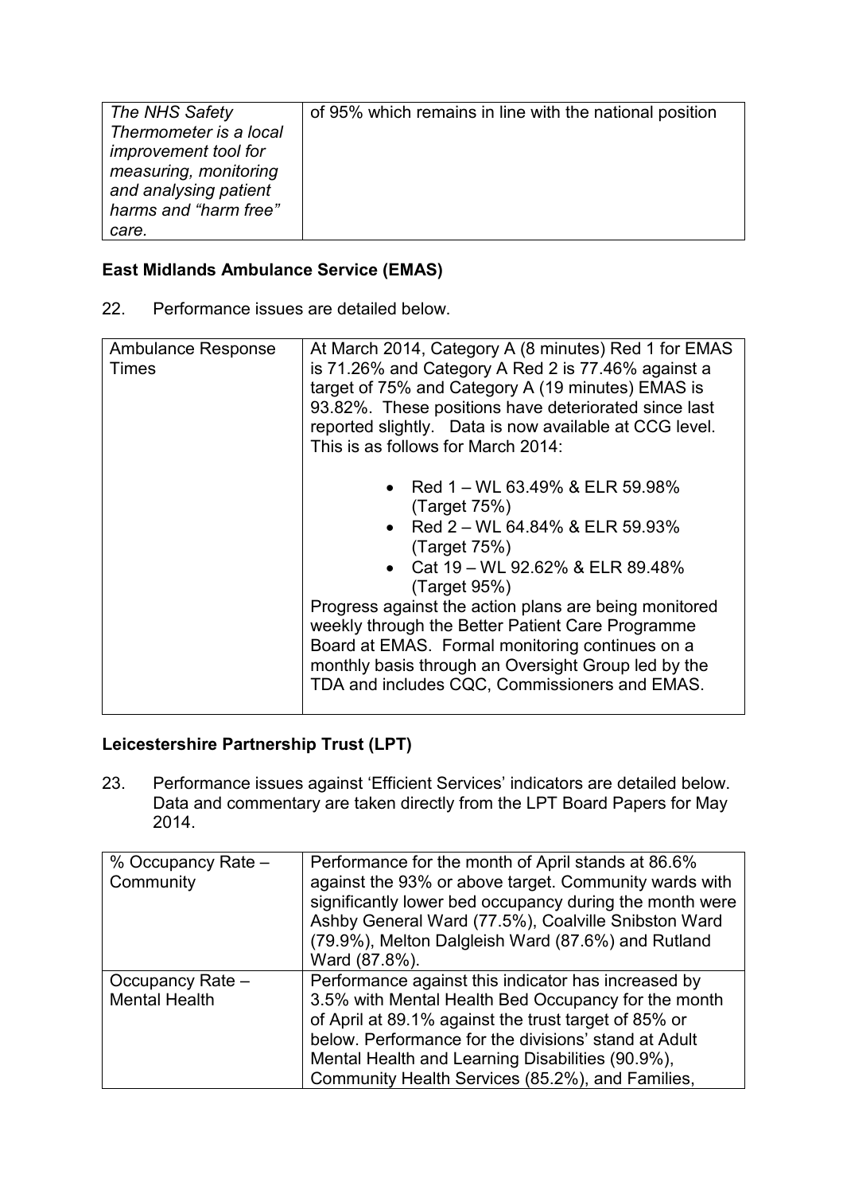| | |
|---|---|
| *The NHS Safety Thermometer is a local improvement tool for measuring, monitoring and analysing patient harms and "harm free" care.* | of 95% which remains in line with the national position |

**East Midlands Ambulance Service (EMAS)**

22. Performance issues are detailed below.

| | |
|---|---|
| Ambulance Response Times | At March 2014, Category A (8 minutes) Red 1 for EMAS is 71.26% and Category A Red 2 is 77.46% against a target of 75% and Category A (19 minutes) EMAS is 93.82%. These positions have deteriorated since last reported slightly. Data is now available at CCG level. This is as follows for March 2014:<br><br>• Red 1 – WL 63.49% & ELR 59.98% (Target 75%)<br>• Red 2 – WL 64.84% & ELR 59.93% (Target 75%)<br>• Cat 19 – WL 92.62% & ELR 89.48% (Target 95%)<br><br>Progress against the action plans are being monitored weekly through the Better Patient Care Programme Board at EMAS. Formal monitoring continues on a monthly basis through an Oversight Group led by the TDA and includes CQC, Commissioners and EMAS. |

**Leicestershire Partnership Trust (LPT)**

23. Performance issues against 'Efficient Services' indicators are detailed below. Data and commentary are taken directly from the LPT Board Papers for May 2014.

| | |
|---|---|
| % Occupancy Rate – Community | Performance for the month of April stands at 86.6% against the 93% or above target. Community wards with significantly lower bed occupancy during the month were Ashby General Ward (77.5%), Coalville Snibston Ward (79.9%), Melton Dalgleish Ward (87.6%) and Rutland Ward (87.8%). |
| Occupancy Rate – Mental Health | Performance against this indicator has increased by 3.5% with Mental Health Bed Occupancy for the month of April at 89.1% against the trust target of 85% or below. Performance for the divisions' stand at Adult Mental Health and Learning Disabilities (90.9%), Community Health Services (85.2%), and Families, |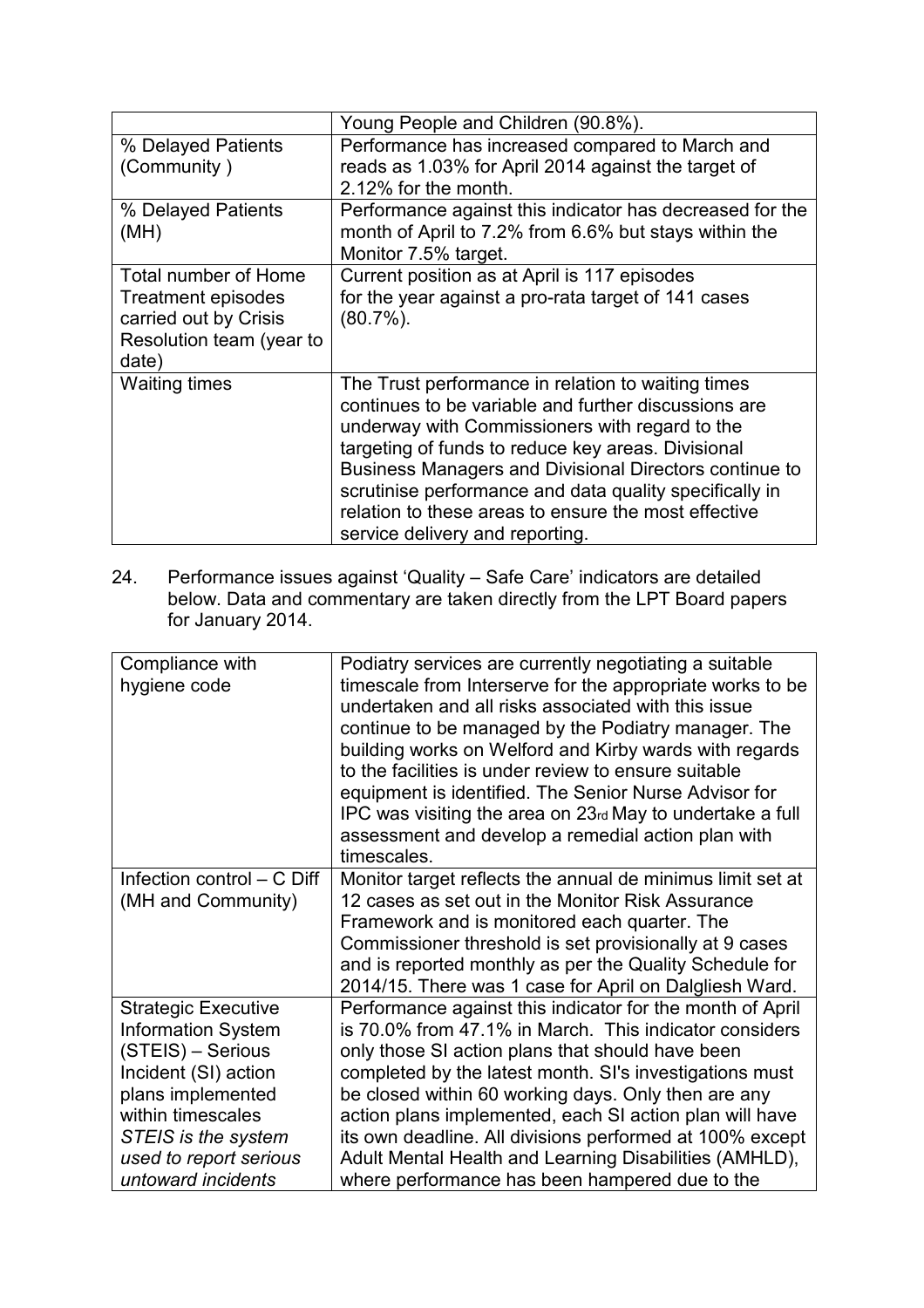| | |
|---|---|
| | Young People and Children (90.8%). |
| % Delayed Patients (Community ) | Performance has increased compared to March and reads as 1.03% for April 2014 against the target of 2.12% for the month. |
| % Delayed Patients (MH) | Performance against this indicator has decreased for the month of April to 7.2% from 6.6% but stays within the Monitor 7.5% target. |
| Total number of Home Treatment episodes carried out by Crisis Resolution team (year to date) | Current position as at April is 117 episodes for the year against a pro-rata target of 141 cases (80.7%). |
| Waiting times | The Trust performance in relation to waiting times continues to be variable and further discussions are underway with Commissioners with regard to the targeting of funds to reduce key areas. Divisional Business Managers and Divisional Directors continue to scrutinise performance and data quality specifically in relation to these areas to ensure the most effective service delivery and reporting. |

24. Performance issues against 'Quality – Safe Care' indicators are detailed below. Data and commentary are taken directly from the LPT Board papers for January 2014.

| | |
|---|---|
| Compliance with hygiene code | Podiatry services are currently negotiating a suitable timescale from Interserve for the appropriate works to be undertaken and all risks associated with this issue continue to be managed by the Podiatry manager. The building works on Welford and Kirby wards with regards to the facilities is under review to ensure suitable equipment is identified. The Senior Nurse Advisor for IPC was visiting the area on 23rd May to undertake a full assessment and develop a remedial action plan with timescales. |
| Infection control – C Diff (MH and Community) | Monitor target reflects the annual de minimus limit set at 12 cases as set out in the Monitor Risk Assurance Framework and is monitored each quarter. The Commissioner threshold is set provisionally at 9 cases and is reported monthly as per the Quality Schedule for 2014/15. There was 1 case for April on Dalgliesh Ward. |
| Strategic Executive Information System (STEIS) – Serious Incident (SI) action plans implemented within timescales *STEIS is the system used to report serious untoward incidents* | Performance against this indicator for the month of April is 70.0% from 47.1% in March. This indicator considers only those SI action plans that should have been completed by the latest month. SI's investigations must be closed within 60 working days. Only then are any action plans implemented, each SI action plan will have its own deadline. All divisions performed at 100% except Adult Mental Health and Learning Disabilities (AMHLD), where performance has been hampered due to the |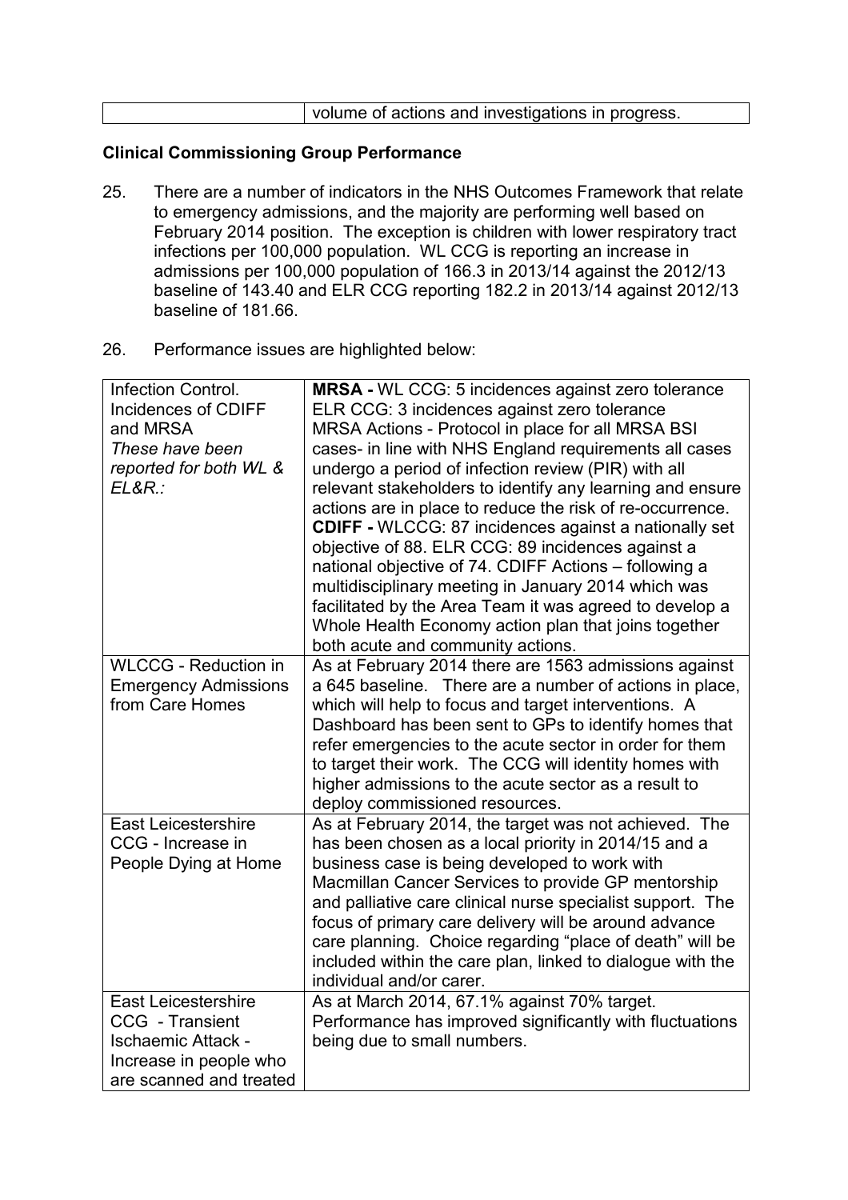| | |
|---|---|
| | volume of actions and investigations in progress. |

**Clinical Commissioning Group Performance**

25. There are a number of indicators in the NHS Outcomes Framework that relate to emergency admissions, and the majority are performing well based on February 2014 position. The exception is children with lower respiratory tract infections per 100,000 population. WL CCG is reporting an increase in admissions per 100,000 population of 166.3 in 2013/14 against the 2012/13 baseline of 143.40 and ELR CCG reporting 182.2 in 2013/14 against 2012/13 baseline of 181.66.

26. Performance issues are highlighted below:

| | |
|---|---|
| Infection Control. Incidences of CDIFF and MRSA *These have been reported for both WL & EL&R.:* | **MRSA -** WL CCG: 5 incidences against zero tolerance ELR CCG: 3 incidences against zero tolerance MRSA Actions - Protocol in place for all MRSA BSI cases- in line with NHS England requirements all cases undergo a period of infection review (PIR) with all relevant stakeholders to identify any learning and ensure actions are in place to reduce the risk of re-occurrence. **CDIFF -** WLCCG: 87 incidences against a nationally set objective of 88. ELR CCG: 89 incidences against a national objective of 74. CDIFF Actions – following a multidisciplinary meeting in January 2014 which was facilitated by the Area Team it was agreed to develop a Whole Health Economy action plan that joins together both acute and community actions. |
| WLCCG - Reduction in Emergency Admissions from Care Homes | As at February 2014 there are 1563 admissions against a 645 baseline. There are a number of actions in place, which will help to focus and target interventions. A Dashboard has been sent to GPs to identify homes that refer emergencies to the acute sector in order for them to target their work. The CCG will identity homes with higher admissions to the acute sector as a result to deploy commissioned resources. |
| East Leicestershire CCG - Increase in People Dying at Home | As at February 2014, the target was not achieved. The has been chosen as a local priority in 2014/15 and a business case is being developed to work with Macmillan Cancer Services to provide GP mentorship and palliative care clinical nurse specialist support. The focus of primary care delivery will be around advance care planning. Choice regarding "place of death" will be included within the care plan, linked to dialogue with the individual and/or carer. |
| East Leicestershire CCG - Transient Ischaemic Attack - Increase in people who are scanned and treated | As at March 2014, 67.1% against 70% target. Performance has improved significantly with fluctuations being due to small numbers. |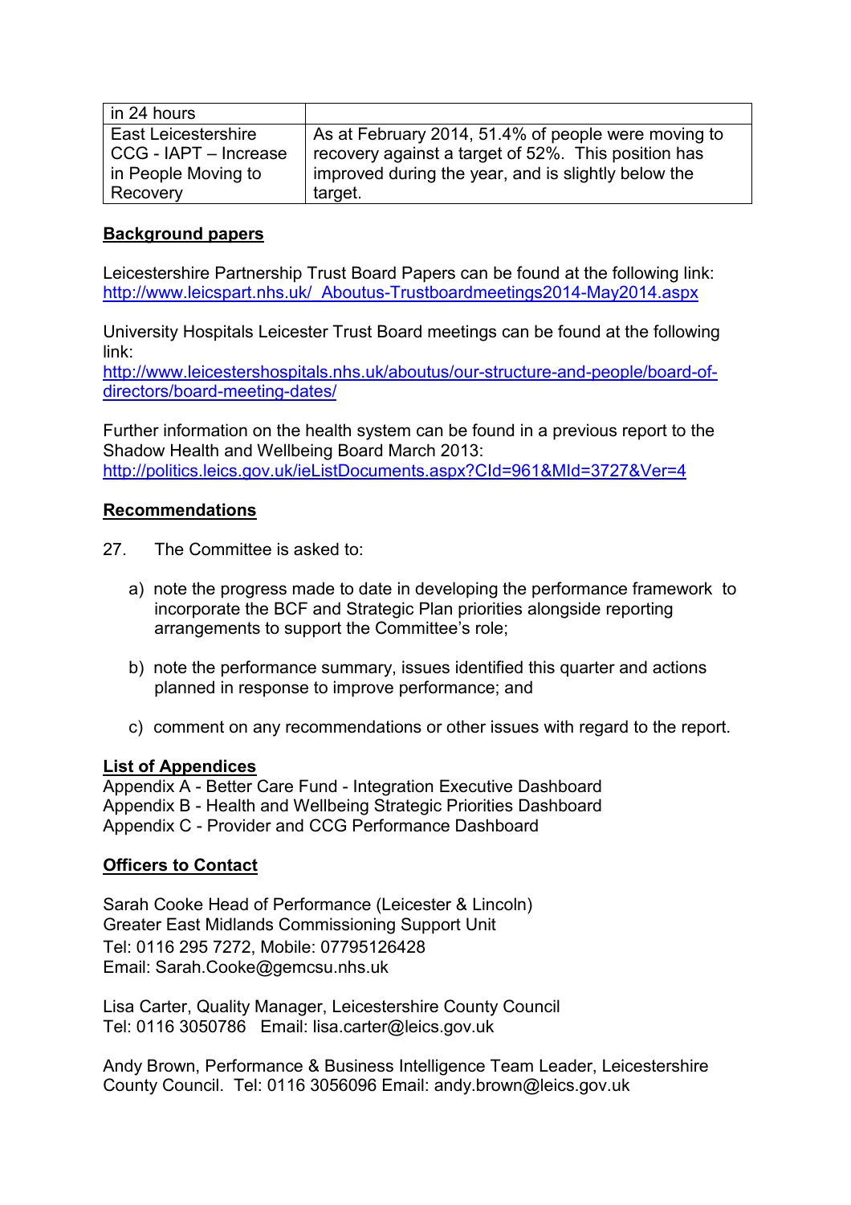| | |
|---|---|
| in 24 hours | |
| East Leicestershire CCG - IAPT – Increase in People Moving to Recovery | As at February 2014, 51.4% of people were moving to recovery against a target of 52%. This position has improved during the year, and is slightly below the target. |

## Background papers

Leicestershire Partnership Trust Board Papers can be found at the following link:
http://www.leicspart.nhs.uk/_Aboutus-Trustboardmeetings2014-May2014.aspx

University Hospitals Leicester Trust Board meetings can be found at the following link:
http://www.leicestershospitals.nhs.uk/aboutus/our-structure-and-people/board-of-directors/board-meeting-dates/

Further information on the health system can be found in a previous report to the Shadow Health and Wellbeing Board March 2013:
http://politics.leics.gov.uk/ieListDocuments.aspx?CId=961&MId=3727&Ver=4

## Recommendations

27. The Committee is asked to:

a) note the progress made to date in developing the performance framework to incorporate the BCF and Strategic Plan priorities alongside reporting arrangements to support the Committee's role;

b) note the performance summary, issues identified this quarter and actions planned in response to improve performance; and

c) comment on any recommendations or other issues with regard to the report.

## List of Appendices

Appendix A - Better Care Fund - Integration Executive Dashboard
Appendix B - Health and Wellbeing Strategic Priorities Dashboard
Appendix C - Provider and CCG Performance Dashboard

## Officers to Contact

Sarah Cooke Head of Performance (Leicester & Lincoln)
Greater East Midlands Commissioning Support Unit
Tel: 0116 295 7272, Mobile: 07795126428
Email: Sarah.Cooke@gemcsu.nhs.uk

Lisa Carter, Quality Manager, Leicestershire County Council
Tel: 0116 3050786 Email: lisa.carter@leics.gov.uk

Andy Brown, Performance & Business Intelligence Team Leader, Leicestershire County Council. Tel: 0116 3056096 Email: andy.brown@leics.gov.uk